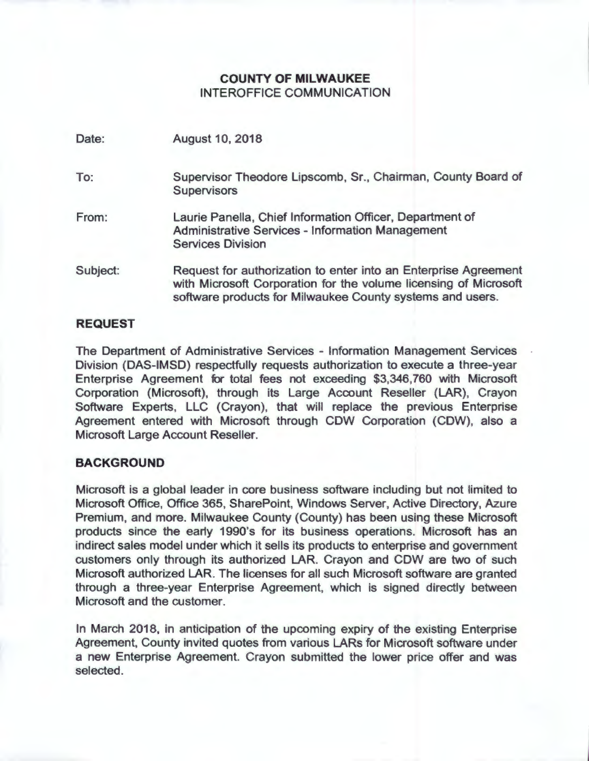**COUNTY OF MILWAUKEE**
INTEROFFICE COMMUNICATION

Date: August 10, 2018

To: Supervisor Theodore Lipscomb, Sr., Chairman, County Board of Supervisors

From: Laurie Panella, Chief Information Officer, Department of Administrative Services - Information Management Services Division

Subject: Request for authorization to enter into an Enterprise Agreement with Microsoft Corporation for the volume licensing of Microsoft software products for Milwaukee County systems and users.

## REQUEST

The Department of Administrative Services - Information Management Services Division (DAS-IMSD) respectfully requests authorization to execute a three-year Enterprise Agreement for total fees not exceeding $3,346,760 with Microsoft Corporation (Microsoft), through its Large Account Reseller (LAR), Crayon Software Experts, LLC (Crayon), that will replace the previous Enterprise Agreement entered with Microsoft through CDW Corporation (CDW), also a Microsoft Large Account Reseller.

## BACKGROUND

Microsoft is a global leader in core business software including but not limited to Microsoft Office, Office 365, SharePoint, Windows Server, Active Directory, Azure Premium, and more. Milwaukee County (County) has been using these Microsoft products since the early 1990's for its business operations. Microsoft has an indirect sales model under which it sells its products to enterprise and government customers only through its authorized LAR. Crayon and CDW are two of such Microsoft authorized LAR. The licenses for all such Microsoft software are granted through a three-year Enterprise Agreement, which is signed directly between Microsoft and the customer.

In March 2018, in anticipation of the upcoming expiry of the existing Enterprise Agreement, County invited quotes from various LARs for Microsoft software under a new Enterprise Agreement. Crayon submitted the lower price offer and was selected.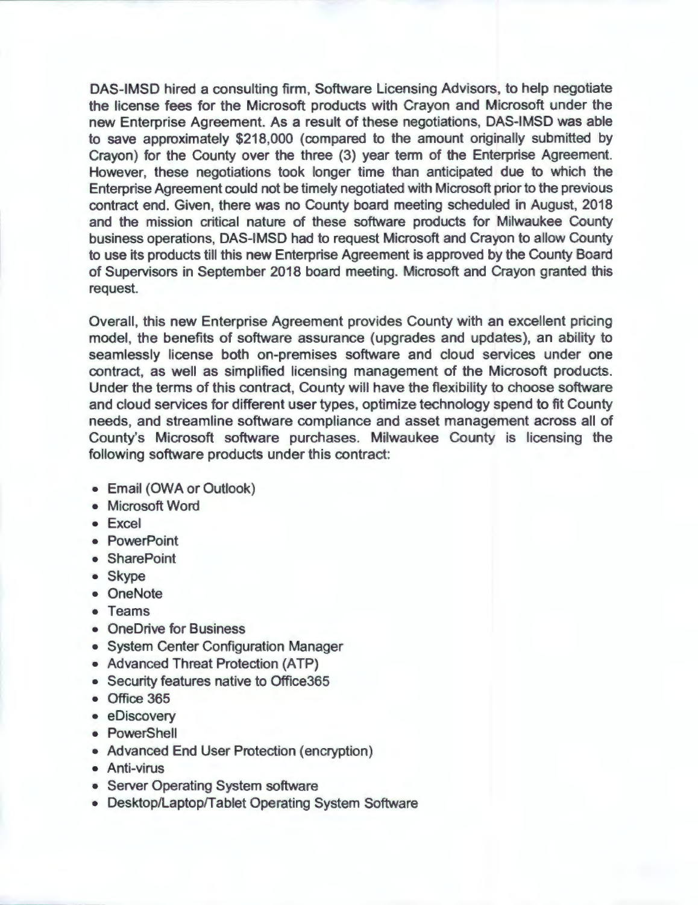DAS-IMSD hired a consulting firm, Software Licensing Advisors, to help negotiate the license fees for the Microsoft products with Crayon and Microsoft under the new Enterprise Agreement. As a result of these negotiations, DAS-IMSD was able to save approximately $218,000 (compared to the amount originally submitted by Crayon) for the County over the three (3) year term of the Enterprise Agreement. However, these negotiations took longer time than anticipated due to which the Enterprise Agreement could not be timely negotiated with Microsoft prior to the previous contract end. Given, there was no County board meeting scheduled in August, 2018 and the mission critical nature of these software products for Milwaukee County business operations, DAS-IMSD had to request Microsoft and Crayon to allow County to use its products till this new Enterprise Agreement is approved by the County Board of Supervisors in September 2018 board meeting. Microsoft and Crayon granted this request.

Overall, this new Enterprise Agreement provides County with an excellent pricing model, the benefits of software assurance (upgrades and updates), an ability to seamlessly license both on-premises software and cloud services under one contract, as well as simplified licensing management of the Microsoft products. Under the terms of this contract, County will have the flexibility to choose software and cloud services for different user types, optimize technology spend to fit County needs, and streamline software compliance and asset management across all of County's Microsoft software purchases. Milwaukee County is licensing the following software products under this contract:

- Email (OWA or Outlook)
- Microsoft Word
- Excel
- PowerPoint
- SharePoint
- Skype
- OneNote
- Teams
- OneDrive for Business
- System Center Configuration Manager
- Advanced Threat Protection (ATP)
- Security features native to Office365
- Office 365
- eDiscovery
- PowerShell
- Advanced End User Protection (encryption)
- Anti-virus
- Server Operating System software
- Desktop/Laptop/Tablet Operating System Software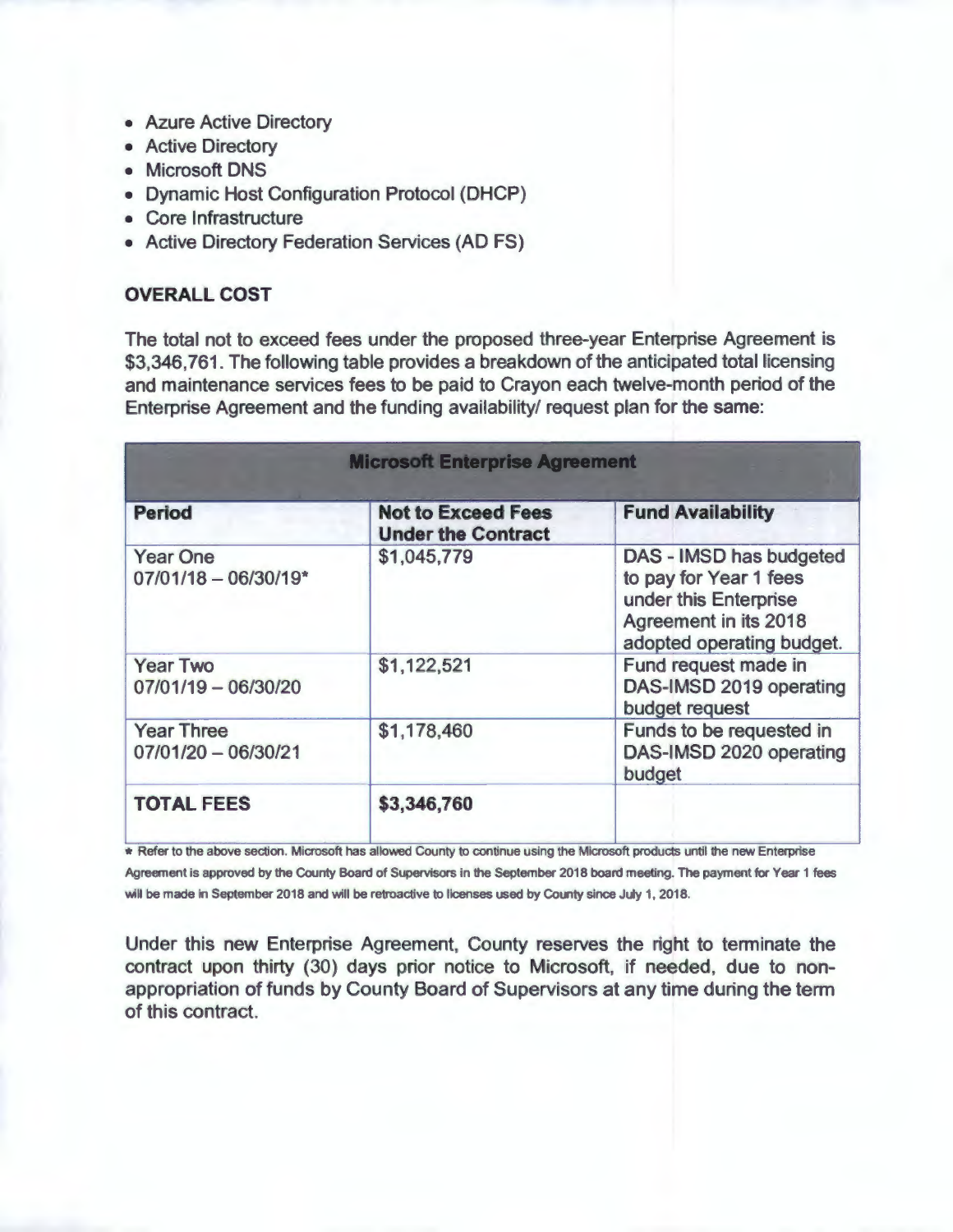- Azure Active Directory
- Active Directory
- Microsoft DNS
- Dynamic Host Configuration Protocol (DHCP)
- Core Infrastructure
- Active Directory Federation Services (AD FS)

**OVERALL COST**

The total not to exceed fees under the proposed three-year Enterprise Agreement is $3,346,761. The following table provides a breakdown of the anticipated total licensing and maintenance services fees to be paid to Crayon each twelve-month period of the Enterprise Agreement and the funding availability/ request plan for the same:

| **Microsoft Enterprise Agreement** | | |
|---|---|---|
| **Period** | **Not to Exceed Fees Under the Contract** | **Fund Availability** |
| Year One 07/01/18 – 06/30/19* | $1,045,779 | DAS - IMSD has budgeted to pay for Year 1 fees under this Enterprise Agreement in its 2018 adopted operating budget. |
| Year Two 07/01/19 – 06/30/20 | $1,122,521 | Fund request made in DAS-IMSD 2019 operating budget request |
| Year Three 07/01/20 – 06/30/21 | $1,178,460 | Funds to be requested in DAS-IMSD 2020 operating budget |
| **TOTAL FEES** | **$3,346,760** | |

* Refer to the above section. Microsoft has allowed County to continue using the Microsoft products until the new Enterprise Agreement is approved by the County Board of Supervisors in the September 2018 board meeting. The payment for Year 1 fees will be made in September 2018 and will be retroactive to licenses used by County since July 1, 2018.

Under this new Enterprise Agreement, County reserves the right to terminate the contract upon thirty (30) days prior notice to Microsoft, if needed, due to non-appropriation of funds by County Board of Supervisors at any time during the term of this contract.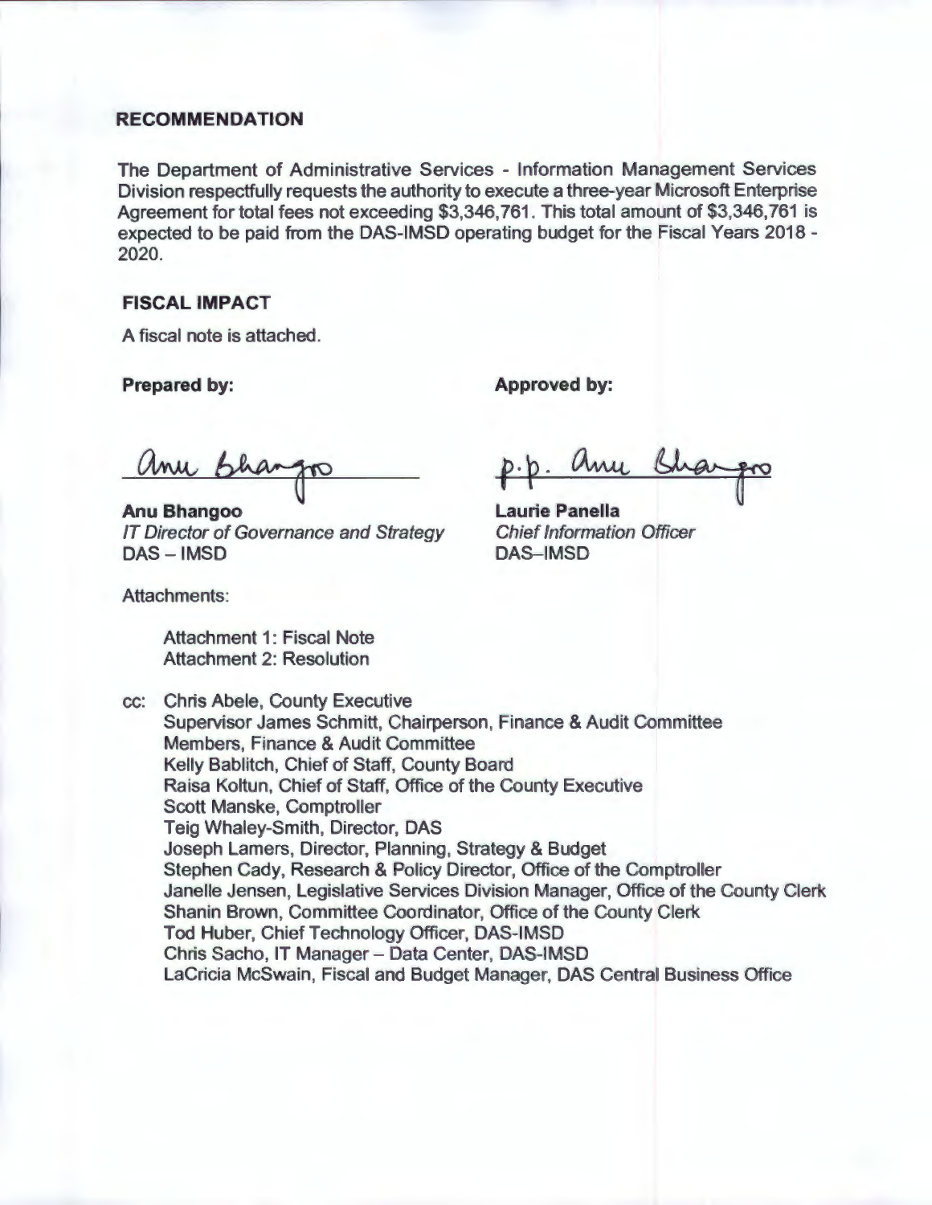## RECOMMENDATION

The Department of Administrative Services - Information Management Services Division respectfully requests the authority to execute a three-year Microsoft Enterprise Agreement for total fees not exceeding $3,346,761. This total amount of $3,346,761 is expected to be paid from the DAS-IMSD operating budget for the Fiscal Years 2018 - 2020.

## FISCAL IMPACT

A fiscal note is attached.

**Prepared by:**

Anu Bhangoo

**Anu Bhangoo**
*IT Director of Governance and Strategy*
DAS – IMSD

**Approved by:**

p.p. Anu Bhangoo

**Laurie Panella**
*Chief Information Officer*
DAS–IMSD

Attachments:

Attachment 1: Fiscal Note
Attachment 2: Resolution

cc: Chris Abele, County Executive
Supervisor James Schmitt, Chairperson, Finance & Audit Committee
Members, Finance & Audit Committee
Kelly Bablitch, Chief of Staff, County Board
Raisa Koltun, Chief of Staff, Office of the County Executive
Scott Manske, Comptroller
Teig Whaley-Smith, Director, DAS
Joseph Lamers, Director, Planning, Strategy & Budget
Stephen Cady, Research & Policy Director, Office of the Comptroller
Janelle Jensen, Legislative Services Division Manager, Office of the County Clerk
Shanin Brown, Committee Coordinator, Office of the County Clerk
Tod Huber, Chief Technology Officer, DAS-IMSD
Chris Sacho, IT Manager – Data Center, DAS-IMSD
LaCricia McSwain, Fiscal and Budget Manager, DAS Central Business Office